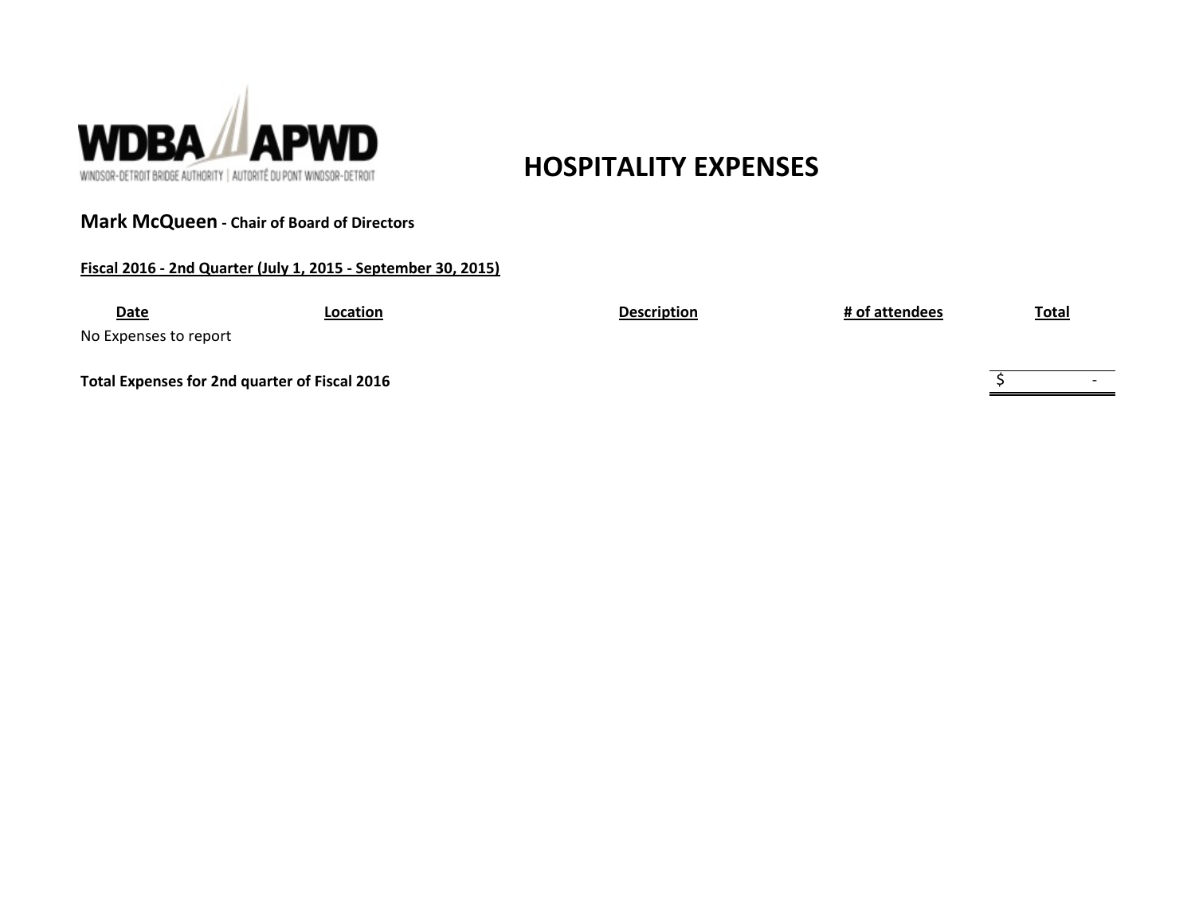# HOSPITALITY EXPENSES

**Mark McQueen - Chair of Board of Directors**

**Fiscal 2016 - 2nd Quarter (July 1, 2015 - September 30, 2015)**

| Date | Location | Description | # of attendees | Total |
|---|---|---|---|---|
| No Expenses to report | | | | |
| **Total Expenses for 2nd quarter of Fiscal 2016** | | | | $ - |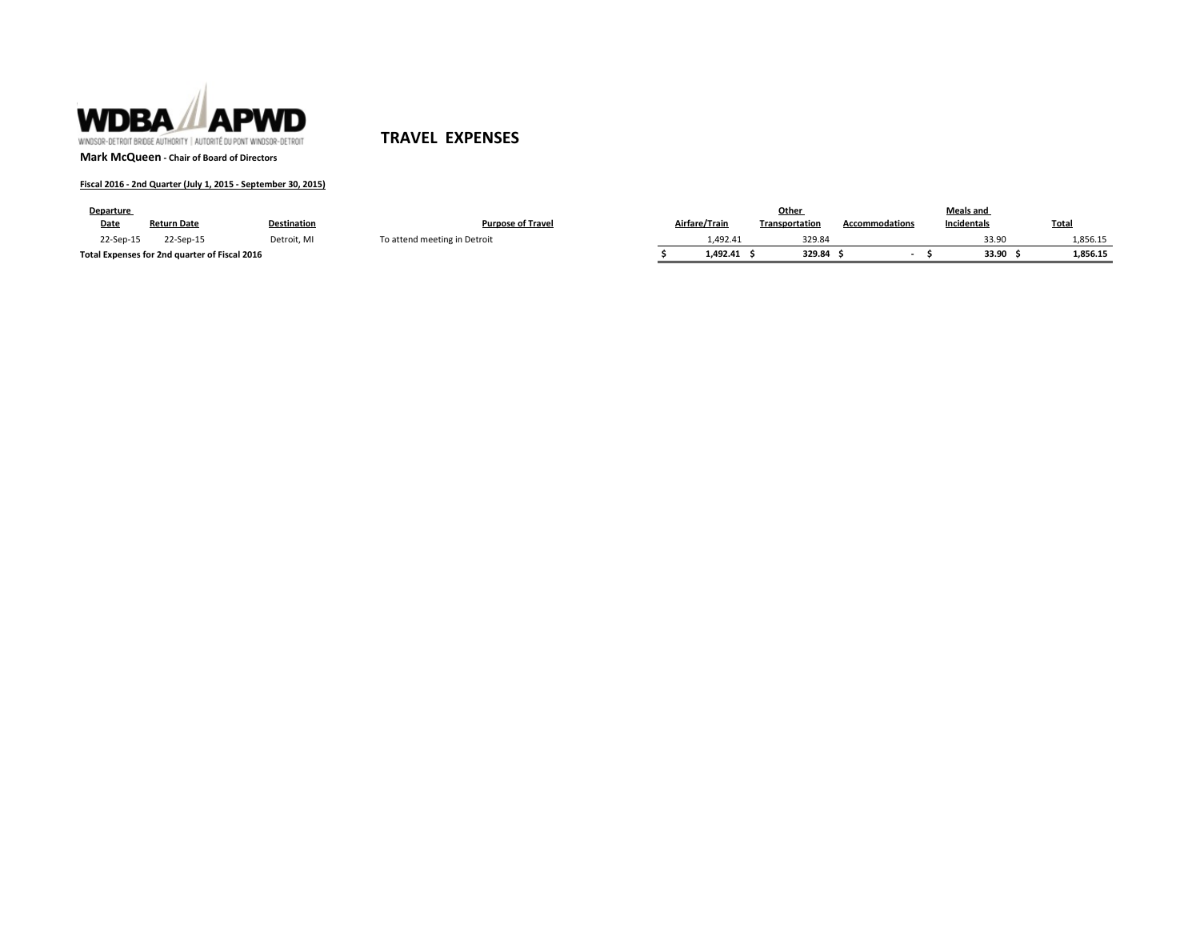WDBA APWD

WINDSOR-DETROIT BRIDGE AUTHORITY | AUTORITÉ DU PONT WINDSOR-DETROIT

# TRAVEL EXPENSES

**Mark McQueen - Chair of Board of Directors**

**Fiscal 2016 - 2nd Quarter (July 1, 2015 - September 30, 2015)**

| Departure Date | Return Date | Destination | Purpose of Travel | Airfare/Train | Other Transportation | Accommodations | Meals and Incidentals | Total |
|---|---|---|---|---|---|---|---|---|
| 22-Sep-15 | 22-Sep-15 | Detroit, MI | To attend meeting in Detroit | 1,492.41 | 329.84 | | 33.90 | 1,856.15 |
| **Total Expenses for 2nd quarter of Fiscal 2016** | | | | **$ 1,492.41** | **$ 329.84** | **$ -** | **$ 33.90** | **$ 1,856.15** |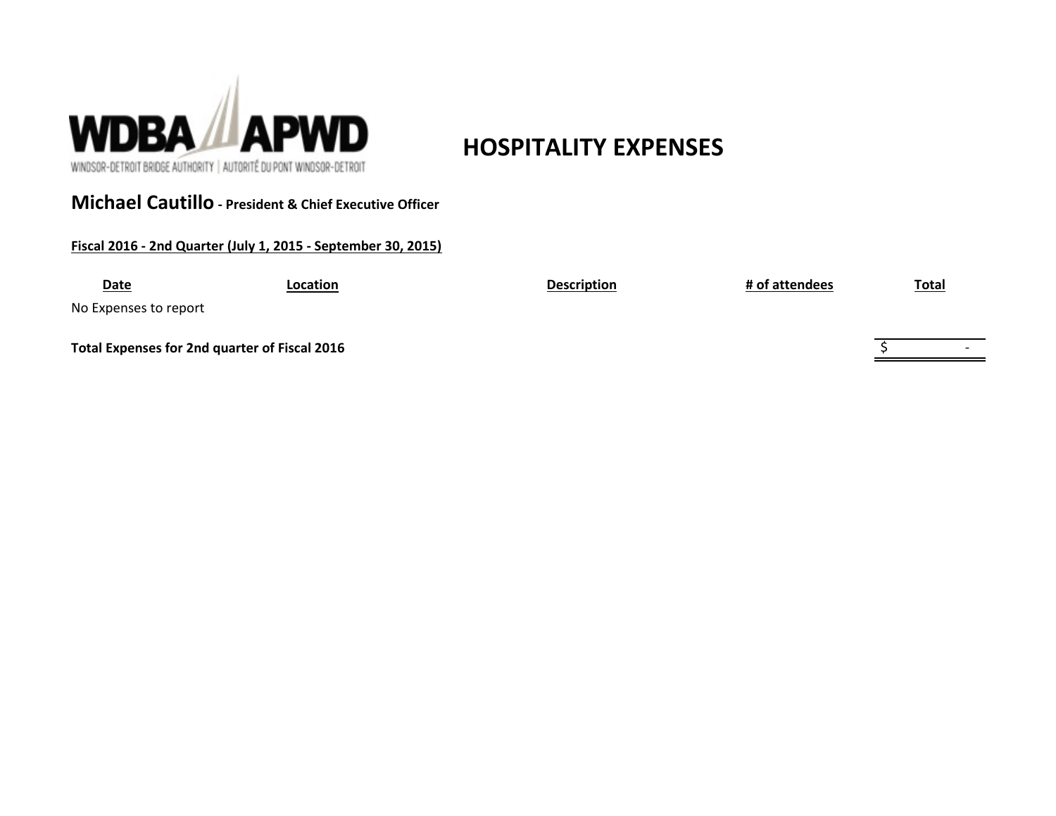WDBA APWD

WINDSOR-DETROIT BRIDGE AUTHORITY | AUTORITÉ DU PONT WINDSOR-DETROIT

# HOSPITALITY EXPENSES

## Michael Cautillo - President & Chief Executive Officer

**Fiscal 2016 - 2nd Quarter (July 1, 2015 - September 30, 2015)**

| Date | Location | Description | # of attendees | Total |
|---|---|---|---|---|
| No Expenses to report | | | | |
| **Total Expenses for 2nd quarter of Fiscal 2016** | | | | $ - |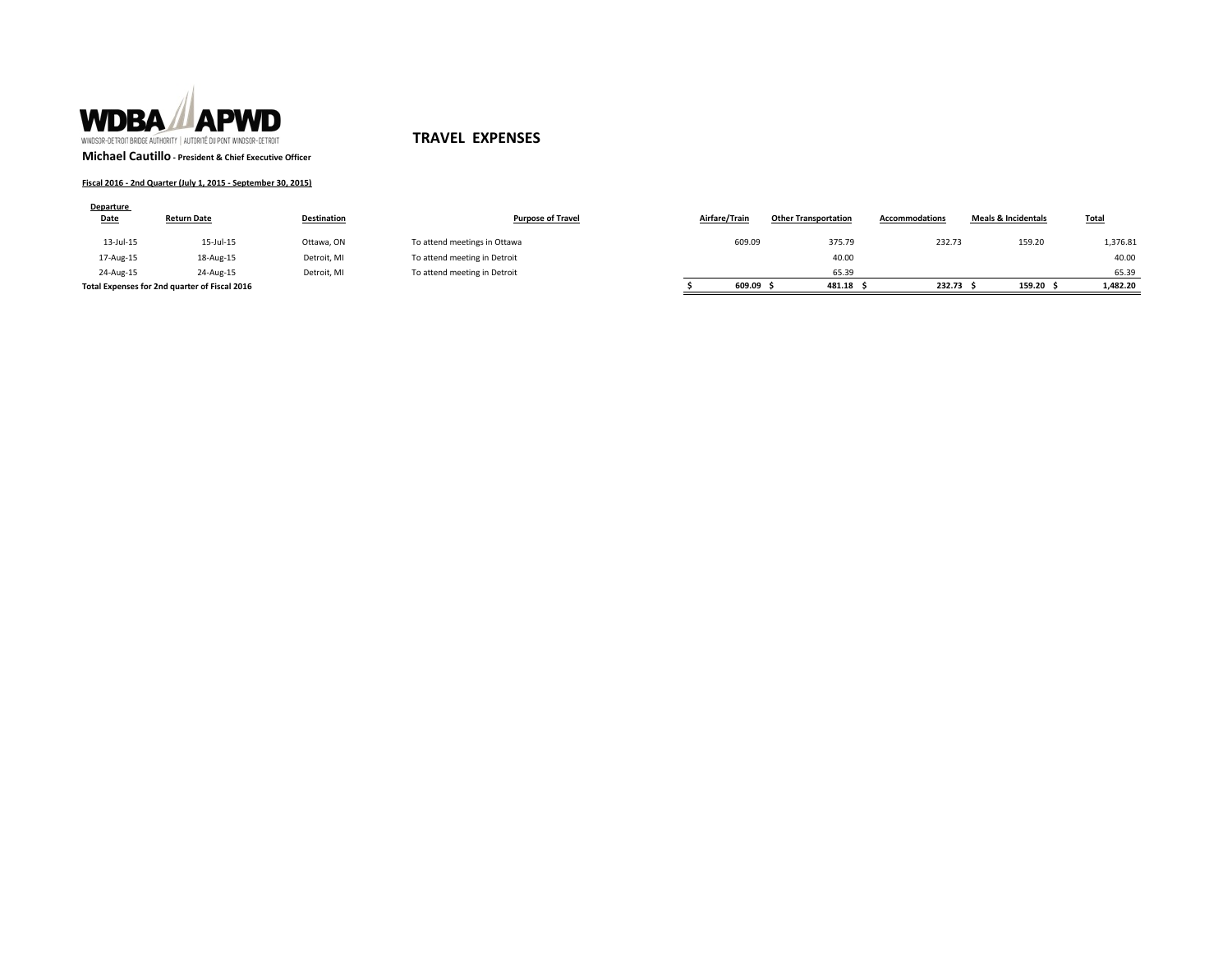WDBA APWD

WINDSOR-DETROIT BRIDGE AUTHORITY | AUTORITÉ DU PONT WINDSOR-DETROIT

# TRAVEL EXPENSES

**Michael Cautillo - President & Chief Executive Officer**

**Fiscal 2016 - 2nd Quarter (July 1, 2015 - September 30, 2015)**

| Departure Date | Return Date | Destination | Purpose of Travel | Airfare/Train | Other Transportation | Accommodations | Meals & Incidentals | Total |
|---|---|---|---|---|---|---|---|---|
| 13-Jul-15 | 15-Jul-15 | Ottawa, ON | To attend meetings in Ottawa | 609.09 | 375.79 | 232.73 | 159.20 | 1,376.81 |
| 17-Aug-15 | 18-Aug-15 | Detroit, MI | To attend meeting in Detroit | | 40.00 | | | 40.00 |
| 24-Aug-15 | 24-Aug-15 | Detroit, MI | To attend meeting in Detroit | | 65.39 | | | 65.39 |
| **Total Expenses for 2nd quarter of Fiscal 2016** | | | | **$ 609.09** | **$ 481.18** | **$ 232.73** | **$ 159.20** | **$ 1,482.20** |